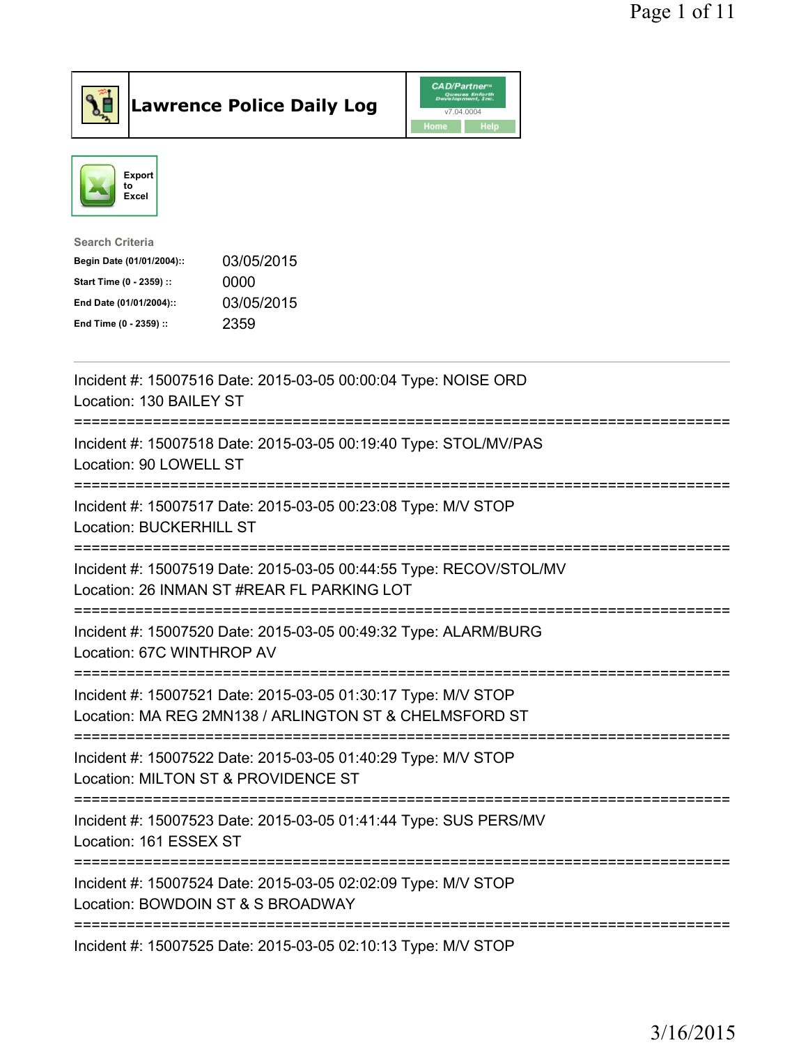# Lawrence Police Daily Log

Export to Excel

**Search Criteria**

| | |
|---|---|
| Begin Date (01/01/2004):: | 03/05/2015 |
| Start Time (0 - 2359) :: | 0000 |
| End Date (01/01/2004):: | 03/05/2015 |
| End Time (0 - 2359) :: | 2359 |

---

Incident #: 15007516 Date: 2015-03-05 00:00:04 Type: NOISE ORD
Location: 130 BAILEY ST

===========================================================================

Incident #: 15007518 Date: 2015-03-05 00:19:40 Type: STOL/MV/PAS
Location: 90 LOWELL ST

===========================================================================

Incident #: 15007517 Date: 2015-03-05 00:23:08 Type: M/V STOP
Location: BUCKERHILL ST

===========================================================================

Incident #: 15007519 Date: 2015-03-05 00:44:55 Type: RECOV/STOL/MV
Location: 26 INMAN ST #REAR FL PARKING LOT

===========================================================================

Incident #: 15007520 Date: 2015-03-05 00:49:32 Type: ALARM/BURG
Location: 67C WINTHROP AV

===========================================================================

Incident #: 15007521 Date: 2015-03-05 01:30:17 Type: M/V STOP
Location: MA REG 2MN138 / ARLINGTON ST & CHELMSFORD ST

===========================================================================

Incident #: 15007522 Date: 2015-03-05 01:40:29 Type: M/V STOP
Location: MILTON ST & PROVIDENCE ST

===========================================================================

Incident #: 15007523 Date: 2015-03-05 01:41:44 Type: SUS PERS/MV
Location: 161 ESSEX ST

===========================================================================

Incident #: 15007524 Date: 2015-03-05 02:02:09 Type: M/V STOP
Location: BOWDOIN ST & S BROADWAY

===========================================================================

Incident #: 15007525 Date: 2015-03-05 02:10:13 Type: M/V STOP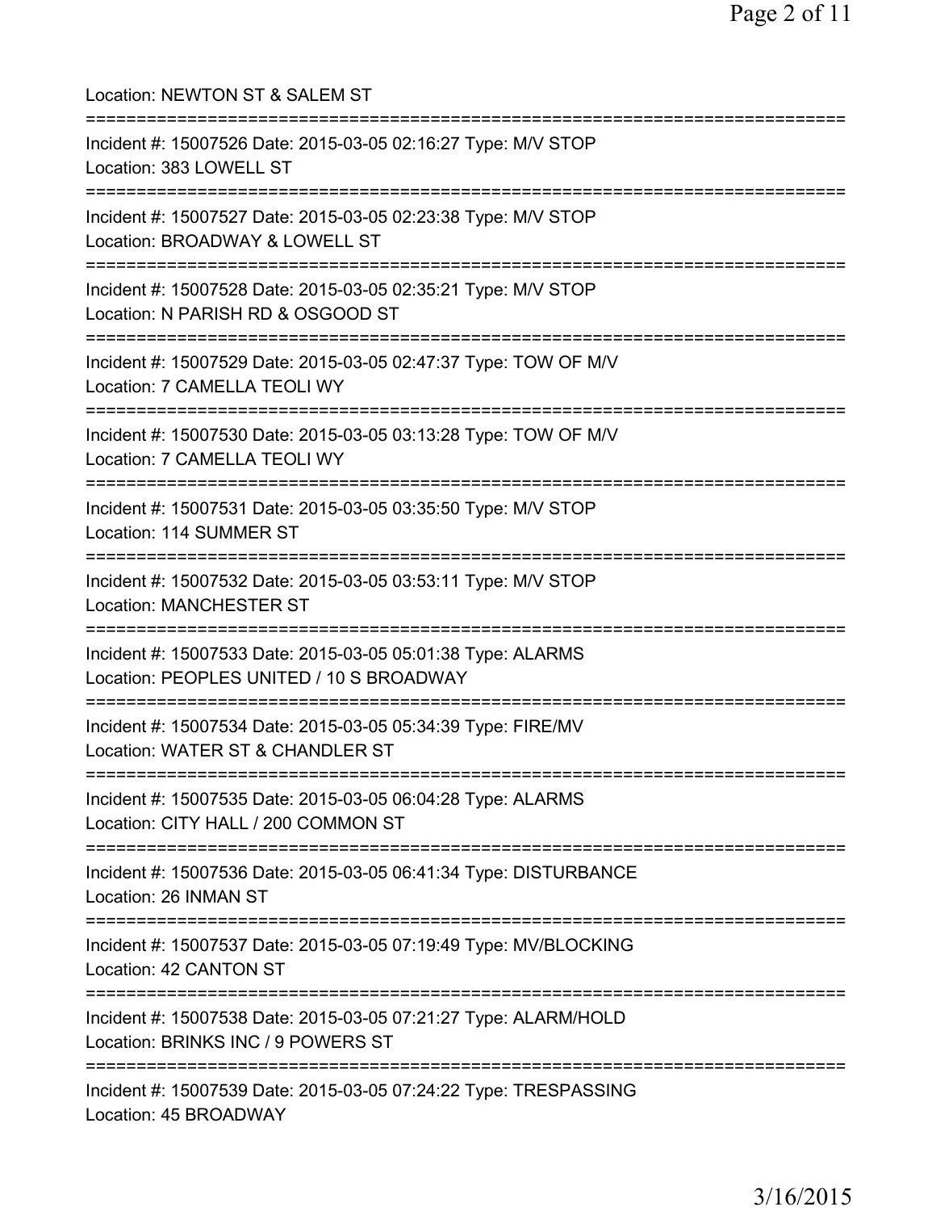Location: NEWTON ST & SALEM ST

===========================================================================

Incident #: 15007526 Date: 2015-03-05 02:16:27 Type: M/V STOP
Location: 383 LOWELL ST

===========================================================================

Incident #: 15007527 Date: 2015-03-05 02:23:38 Type: M/V STOP
Location: BROADWAY & LOWELL ST

===========================================================================

Incident #: 15007528 Date: 2015-03-05 02:35:21 Type: M/V STOP
Location: N PARISH RD & OSGOOD ST

===========================================================================

Incident #: 15007529 Date: 2015-03-05 02:47:37 Type: TOW OF M/V
Location: 7 CAMELLA TEOLI WY

===========================================================================

Incident #: 15007530 Date: 2015-03-05 03:13:28 Type: TOW OF M/V
Location: 7 CAMELLA TEOLI WY

===========================================================================

Incident #: 15007531 Date: 2015-03-05 03:35:50 Type: M/V STOP
Location: 114 SUMMER ST

===========================================================================

Incident #: 15007532 Date: 2015-03-05 03:53:11 Type: M/V STOP
Location: MANCHESTER ST

===========================================================================

Incident #: 15007533 Date: 2015-03-05 05:01:38 Type: ALARMS
Location: PEOPLES UNITED / 10 S BROADWAY

===========================================================================

Incident #: 15007534 Date: 2015-03-05 05:34:39 Type: FIRE/MV
Location: WATER ST & CHANDLER ST

===========================================================================

Incident #: 15007535 Date: 2015-03-05 06:04:28 Type: ALARMS
Location: CITY HALL / 200 COMMON ST

===========================================================================

Incident #: 15007536 Date: 2015-03-05 06:41:34 Type: DISTURBANCE
Location: 26 INMAN ST

===========================================================================

Incident #: 15007537 Date: 2015-03-05 07:19:49 Type: MV/BLOCKING
Location: 42 CANTON ST

===========================================================================

Incident #: 15007538 Date: 2015-03-05 07:21:27 Type: ALARM/HOLD
Location: BRINKS INC / 9 POWERS ST

===========================================================================

Incident #: 15007539 Date: 2015-03-05 07:24:22 Type: TRESPASSING
Location: 45 BROADWAY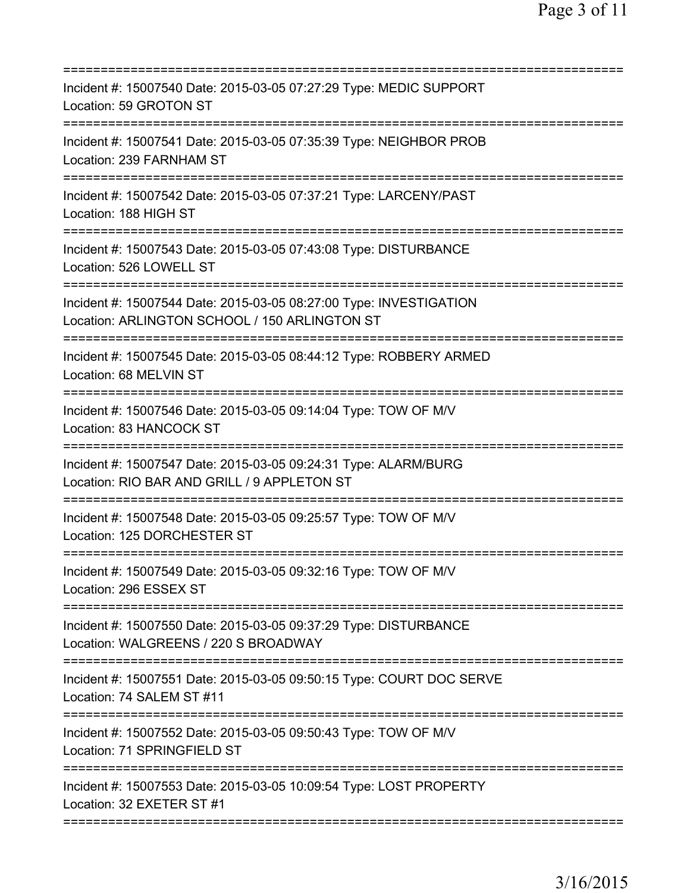Incident #: 15007540 Date: 2015-03-05 07:27:29 Type: MEDIC SUPPORT
Location: 59 GROTON ST

---

Incident #: 15007541 Date: 2015-03-05 07:35:39 Type: NEIGHBOR PROB
Location: 239 FARNHAM ST

---

Incident #: 15007542 Date: 2015-03-05 07:37:21 Type: LARCENY/PAST
Location: 188 HIGH ST

---

Incident #: 15007543 Date: 2015-03-05 07:43:08 Type: DISTURBANCE
Location: 526 LOWELL ST

---

Incident #: 15007544 Date: 2015-03-05 08:27:00 Type: INVESTIGATION
Location: ARLINGTON SCHOOL / 150 ARLINGTON ST

---

Incident #: 15007545 Date: 2015-03-05 08:44:12 Type: ROBBERY ARMED
Location: 68 MELVIN ST

---

Incident #: 15007546 Date: 2015-03-05 09:14:04 Type: TOW OF M/V
Location: 83 HANCOCK ST

---

Incident #: 15007547 Date: 2015-03-05 09:24:31 Type: ALARM/BURG
Location: RIO BAR AND GRILL / 9 APPLETON ST

---

Incident #: 15007548 Date: 2015-03-05 09:25:57 Type: TOW OF M/V
Location: 125 DORCHESTER ST

---

Incident #: 15007549 Date: 2015-03-05 09:32:16 Type: TOW OF M/V
Location: 296 ESSEX ST

---

Incident #: 15007550 Date: 2015-03-05 09:37:29 Type: DISTURBANCE
Location: WALGREENS / 220 S BROADWAY

---

Incident #: 15007551 Date: 2015-03-05 09:50:15 Type: COURT DOC SERVE
Location: 74 SALEM ST #11

---

Incident #: 15007552 Date: 2015-03-05 09:50:43 Type: TOW OF M/V
Location: 71 SPRINGFIELD ST

---

Incident #: 15007553 Date: 2015-03-05 10:09:54 Type: LOST PROPERTY
Location: 32 EXETER ST #1

---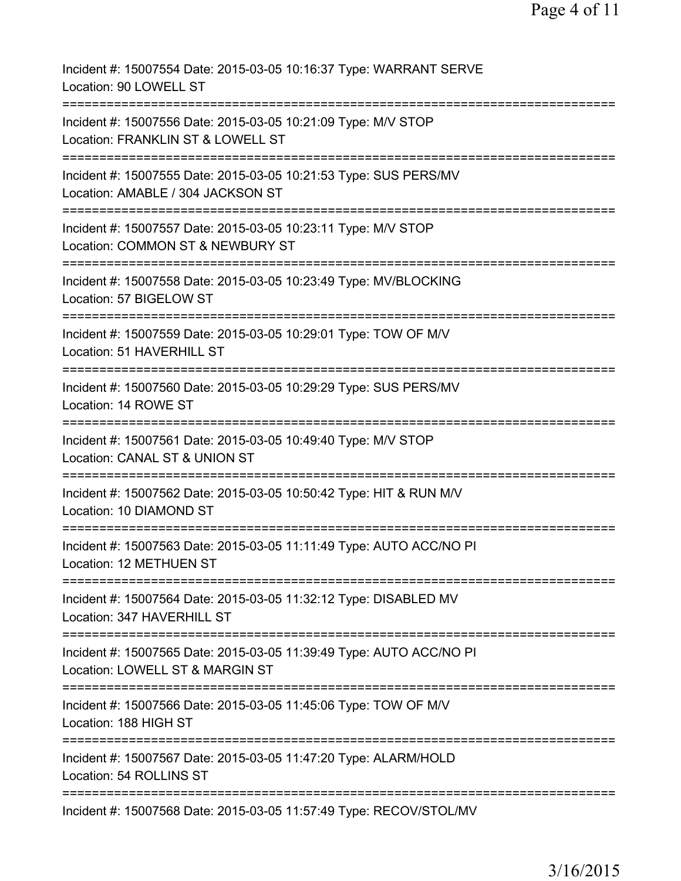Incident #: 15007554 Date: 2015-03-05 10:16:37 Type: WARRANT SERVE
Location: 90 LOWELL ST
===========================================================================
Incident #: 15007556 Date: 2015-03-05 10:21:09 Type: M/V STOP
Location: FRANKLIN ST & LOWELL ST
===========================================================================
Incident #: 15007555 Date: 2015-03-05 10:21:53 Type: SUS PERS/MV
Location: AMABLE / 304 JACKSON ST
===========================================================================
Incident #: 15007557 Date: 2015-03-05 10:23:11 Type: M/V STOP
Location: COMMON ST & NEWBURY ST
===========================================================================
Incident #: 15007558 Date: 2015-03-05 10:23:49 Type: MV/BLOCKING
Location: 57 BIGELOW ST
===========================================================================
Incident #: 15007559 Date: 2015-03-05 10:29:01 Type: TOW OF M/V
Location: 51 HAVERHILL ST
===========================================================================
Incident #: 15007560 Date: 2015-03-05 10:29:29 Type: SUS PERS/MV
Location: 14 ROWE ST
===========================================================================
Incident #: 15007561 Date: 2015-03-05 10:49:40 Type: M/V STOP
Location: CANAL ST & UNION ST
===========================================================================
Incident #: 15007562 Date: 2015-03-05 10:50:42 Type: HIT & RUN M/V
Location: 10 DIAMOND ST
===========================================================================
Incident #: 15007563 Date: 2015-03-05 11:11:49 Type: AUTO ACC/NO PI
Location: 12 METHUEN ST
===========================================================================
Incident #: 15007564 Date: 2015-03-05 11:32:12 Type: DISABLED MV
Location: 347 HAVERHILL ST
===========================================================================
Incident #: 15007565 Date: 2015-03-05 11:39:49 Type: AUTO ACC/NO PI
Location: LOWELL ST & MARGIN ST
===========================================================================
Incident #: 15007566 Date: 2015-03-05 11:45:06 Type: TOW OF M/V
Location: 188 HIGH ST
===========================================================================
Incident #: 15007567 Date: 2015-03-05 11:47:20 Type: ALARM/HOLD
Location: 54 ROLLINS ST
===========================================================================
Incident #: 15007568 Date: 2015-03-05 11:57:49 Type: RECOV/STOL/MV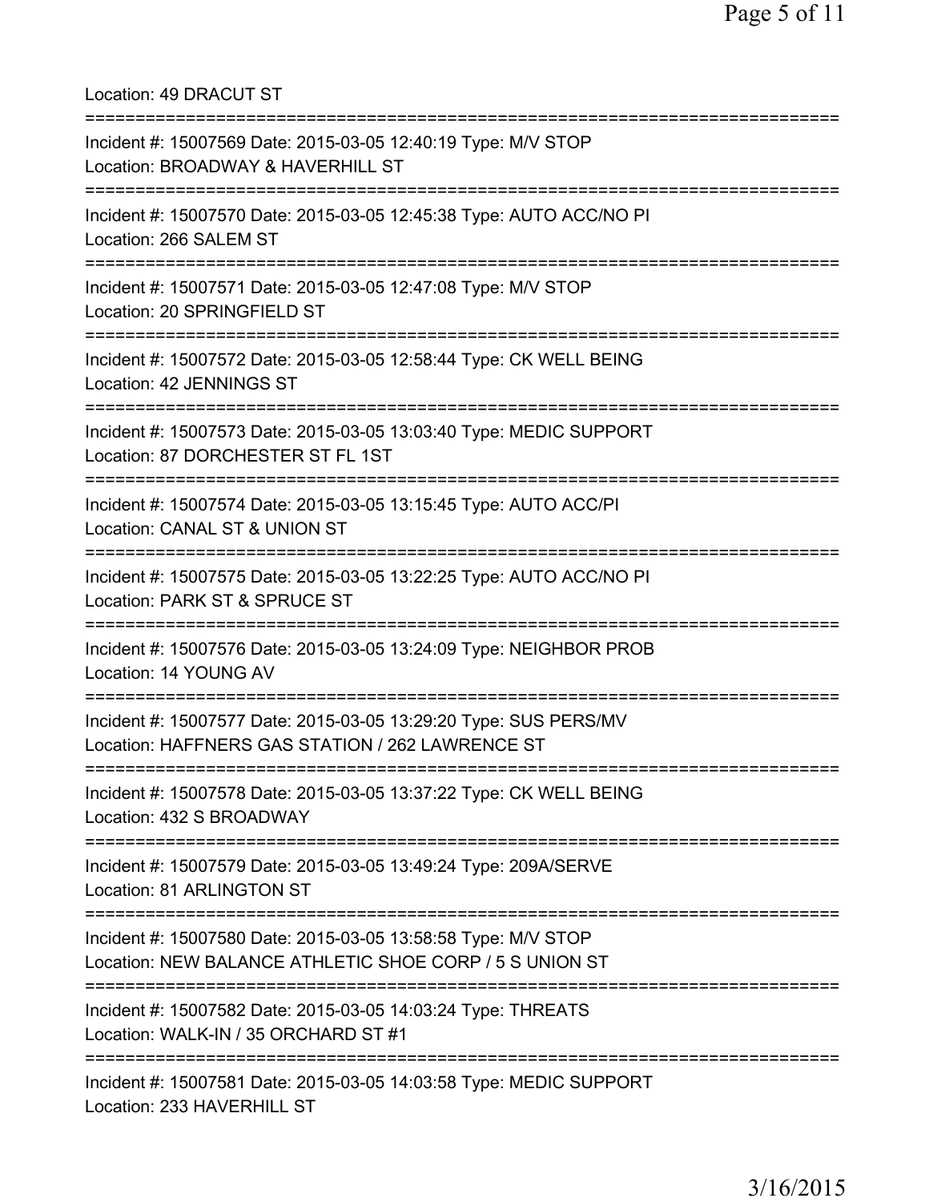Location: 49 DRACUT ST

===========================================================================

Incident #: 15007569 Date: 2015-03-05 12:40:19 Type: M/V STOP
Location: BROADWAY & HAVERHILL ST

===========================================================================

Incident #: 15007570 Date: 2015-03-05 12:45:38 Type: AUTO ACC/NO PI
Location: 266 SALEM ST

===========================================================================

Incident #: 15007571 Date: 2015-03-05 12:47:08 Type: M/V STOP
Location: 20 SPRINGFIELD ST

===========================================================================

Incident #: 15007572 Date: 2015-03-05 12:58:44 Type: CK WELL BEING
Location: 42 JENNINGS ST

===========================================================================

Incident #: 15007573 Date: 2015-03-05 13:03:40 Type: MEDIC SUPPORT
Location: 87 DORCHESTER ST FL 1ST

===========================================================================

Incident #: 15007574 Date: 2015-03-05 13:15:45 Type: AUTO ACC/PI
Location: CANAL ST & UNION ST

===========================================================================

Incident #: 15007575 Date: 2015-03-05 13:22:25 Type: AUTO ACC/NO PI
Location: PARK ST & SPRUCE ST

===========================================================================

Incident #: 15007576 Date: 2015-03-05 13:24:09 Type: NEIGHBOR PROB
Location: 14 YOUNG AV

===========================================================================

Incident #: 15007577 Date: 2015-03-05 13:29:20 Type: SUS PERS/MV
Location: HAFFNERS GAS STATION / 262 LAWRENCE ST

===========================================================================

Incident #: 15007578 Date: 2015-03-05 13:37:22 Type: CK WELL BEING
Location: 432 S BROADWAY

===========================================================================

Incident #: 15007579 Date: 2015-03-05 13:49:24 Type: 209A/SERVE
Location: 81 ARLINGTON ST

===========================================================================

Incident #: 15007580 Date: 2015-03-05 13:58:58 Type: M/V STOP
Location: NEW BALANCE ATHLETIC SHOE CORP / 5 S UNION ST

===========================================================================

Incident #: 15007582 Date: 2015-03-05 14:03:24 Type: THREATS
Location: WALK-IN / 35 ORCHARD ST #1

===========================================================================

Incident #: 15007581 Date: 2015-03-05 14:03:58 Type: MEDIC SUPPORT
Location: 233 HAVERHILL ST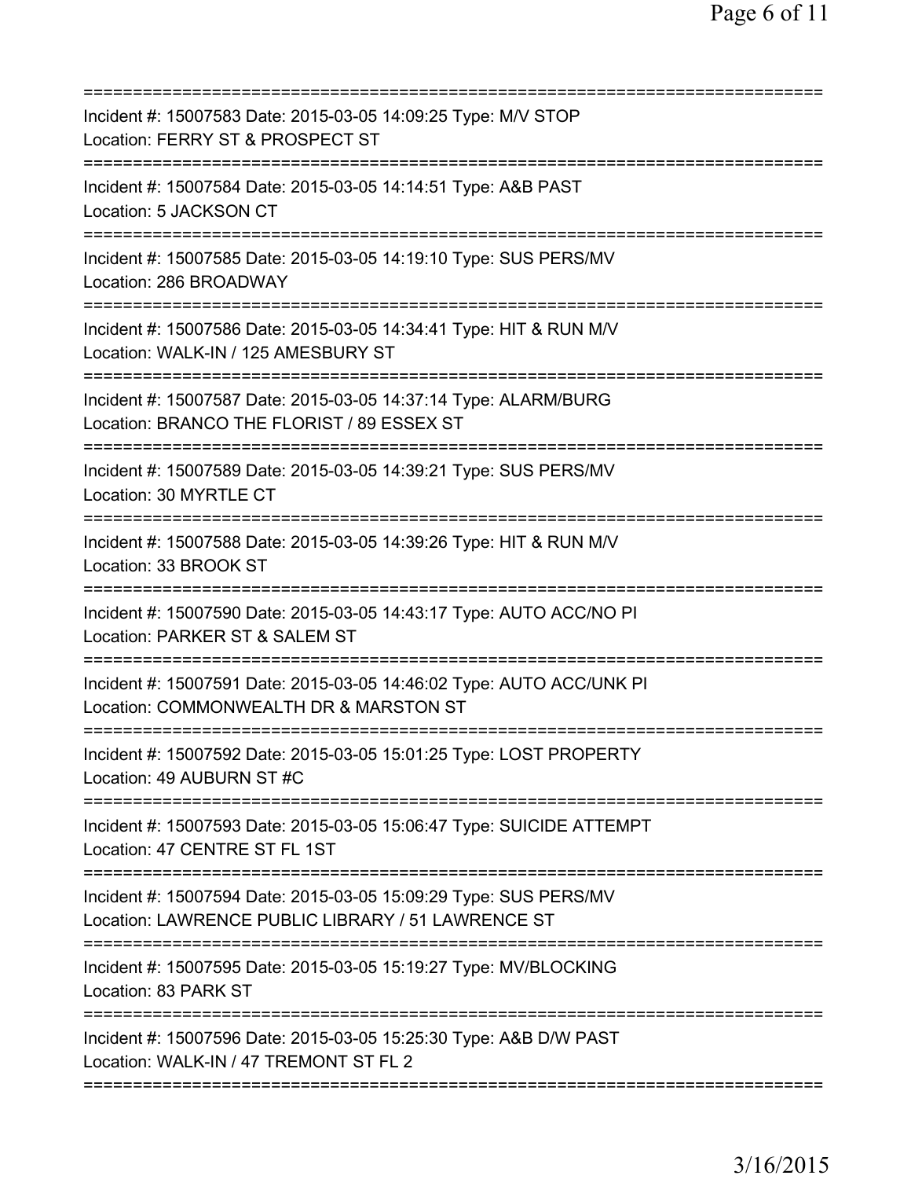===========================================================================
Incident #: 15007583 Date: 2015-03-05 14:09:25 Type: M/V STOP
Location: FERRY ST & PROSPECT ST
===========================================================================
Incident #: 15007584 Date: 2015-03-05 14:14:51 Type: A&B PAST
Location: 5 JACKSON CT
===========================================================================
Incident #: 15007585 Date: 2015-03-05 14:19:10 Type: SUS PERS/MV
Location: 286 BROADWAY
===========================================================================
Incident #: 15007586 Date: 2015-03-05 14:34:41 Type: HIT & RUN M/V
Location: WALK-IN / 125 AMESBURY ST
===========================================================================
Incident #: 15007587 Date: 2015-03-05 14:37:14 Type: ALARM/BURG
Location: BRANCO THE FLORIST / 89 ESSEX ST
===========================================================================
Incident #: 15007589 Date: 2015-03-05 14:39:21 Type: SUS PERS/MV
Location: 30 MYRTLE CT
===========================================================================
Incident #: 15007588 Date: 2015-03-05 14:39:26 Type: HIT & RUN M/V
Location: 33 BROOK ST
===========================================================================
Incident #: 15007590 Date: 2015-03-05 14:43:17 Type: AUTO ACC/NO PI
Location: PARKER ST & SALEM ST
===========================================================================
Incident #: 15007591 Date: 2015-03-05 14:46:02 Type: AUTO ACC/UNK PI
Location: COMMONWEALTH DR & MARSTON ST
===========================================================================
Incident #: 15007592 Date: 2015-03-05 15:01:25 Type: LOST PROPERTY
Location: 49 AUBURN ST #C
===========================================================================
Incident #: 15007593 Date: 2015-03-05 15:06:47 Type: SUICIDE ATTEMPT
Location: 47 CENTRE ST FL 1ST
===========================================================================
Incident #: 15007594 Date: 2015-03-05 15:09:29 Type: SUS PERS/MV
Location: LAWRENCE PUBLIC LIBRARY / 51 LAWRENCE ST
===========================================================================
Incident #: 15007595 Date: 2015-03-05 15:19:27 Type: MV/BLOCKING
Location: 83 PARK ST
===========================================================================
Incident #: 15007596 Date: 2015-03-05 15:25:30 Type: A&B D/W PAST
Location: WALK-IN / 47 TREMONT ST FL 2
===========================================================================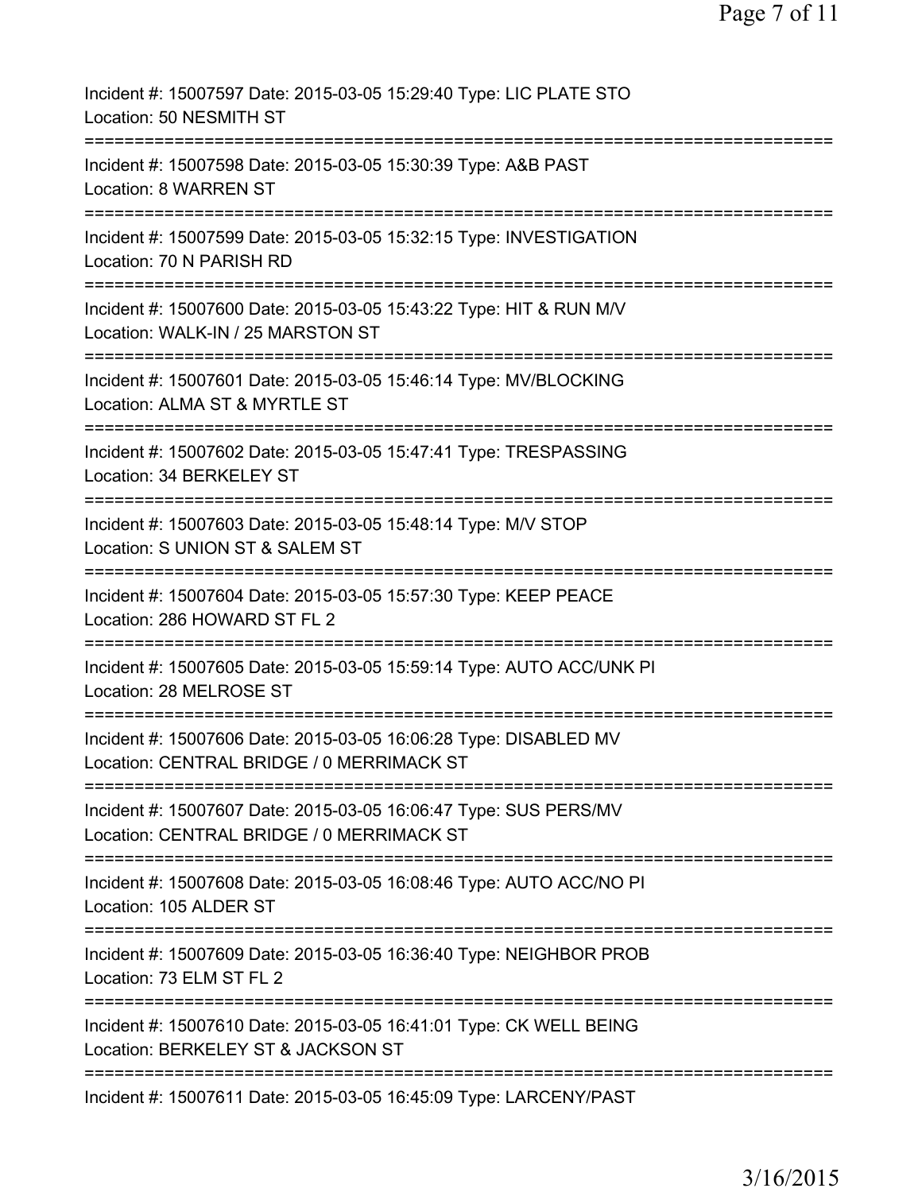Incident #: 15007597 Date: 2015-03-05 15:29:40 Type: LIC PLATE STO
Location: 50 NESMITH ST

===========================================================================

Incident #: 15007598 Date: 2015-03-05 15:30:39 Type: A&B PAST
Location: 8 WARREN ST

===========================================================================

Incident #: 15007599 Date: 2015-03-05 15:32:15 Type: INVESTIGATION
Location: 70 N PARISH RD

===========================================================================

Incident #: 15007600 Date: 2015-03-05 15:43:22 Type: HIT & RUN M/V
Location: WALK-IN / 25 MARSTON ST

===========================================================================

Incident #: 15007601 Date: 2015-03-05 15:46:14 Type: MV/BLOCKING
Location: ALMA ST & MYRTLE ST

===========================================================================

Incident #: 15007602 Date: 2015-03-05 15:47:41 Type: TRESPASSING
Location: 34 BERKELEY ST

===========================================================================

Incident #: 15007603 Date: 2015-03-05 15:48:14 Type: M/V STOP
Location: S UNION ST & SALEM ST

===========================================================================

Incident #: 15007604 Date: 2015-03-05 15:57:30 Type: KEEP PEACE
Location: 286 HOWARD ST FL 2

===========================================================================

Incident #: 15007605 Date: 2015-03-05 15:59:14 Type: AUTO ACC/UNK PI
Location: 28 MELROSE ST

===========================================================================

Incident #: 15007606 Date: 2015-03-05 16:06:28 Type: DISABLED MV
Location: CENTRAL BRIDGE / 0 MERRIMACK ST

===========================================================================

Incident #: 15007607 Date: 2015-03-05 16:06:47 Type: SUS PERS/MV
Location: CENTRAL BRIDGE / 0 MERRIMACK ST

===========================================================================

Incident #: 15007608 Date: 2015-03-05 16:08:46 Type: AUTO ACC/NO PI
Location: 105 ALDER ST

===========================================================================

Incident #: 15007609 Date: 2015-03-05 16:36:40 Type: NEIGHBOR PROB
Location: 73 ELM ST FL 2

===========================================================================

Incident #: 15007610 Date: 2015-03-05 16:41:01 Type: CK WELL BEING
Location: BERKELEY ST & JACKSON ST

===========================================================================

Incident #: 15007611 Date: 2015-03-05 16:45:09 Type: LARCENY/PAST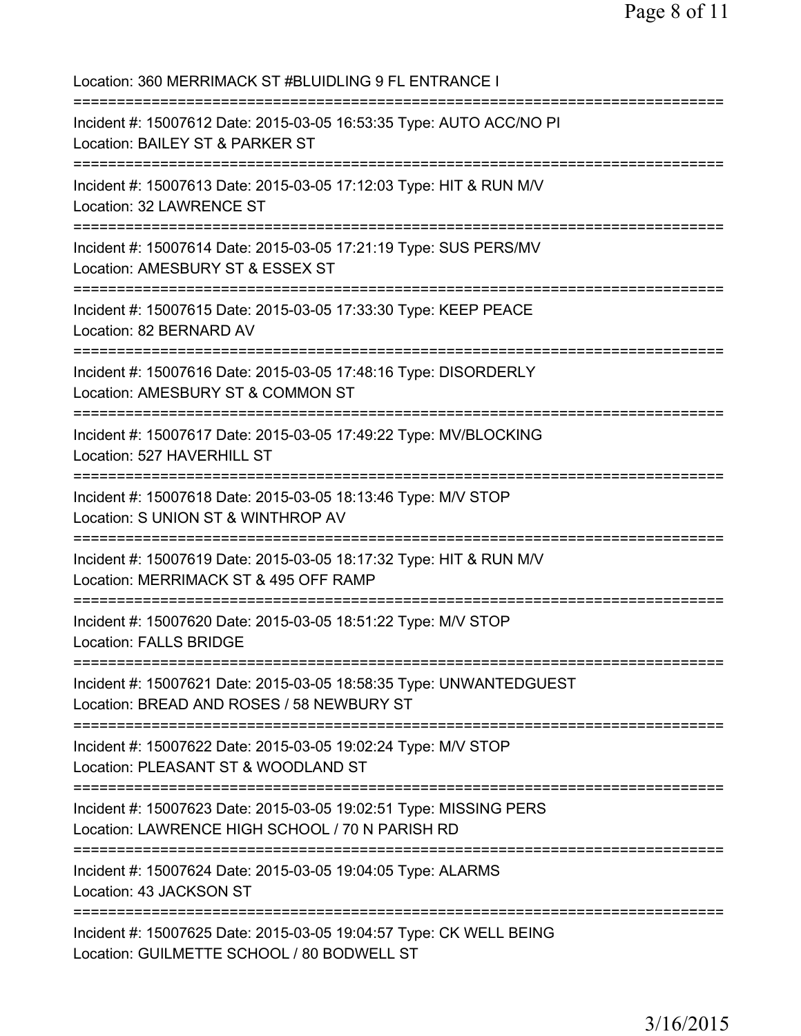Location: 360 MERRIMACK ST #BLUIDLING 9 FL ENTRANCE I

===========================================================================

Incident #: 15007612 Date: 2015-03-05 16:53:35 Type: AUTO ACC/NO PI
Location: BAILEY ST & PARKER ST

===========================================================================

Incident #: 15007613 Date: 2015-03-05 17:12:03 Type: HIT & RUN M/V
Location: 32 LAWRENCE ST

===========================================================================

Incident #: 15007614 Date: 2015-03-05 17:21:19 Type: SUS PERS/MV
Location: AMESBURY ST & ESSEX ST

===========================================================================

Incident #: 15007615 Date: 2015-03-05 17:33:30 Type: KEEP PEACE
Location: 82 BERNARD AV

===========================================================================

Incident #: 15007616 Date: 2015-03-05 17:48:16 Type: DISORDERLY
Location: AMESBURY ST & COMMON ST

===========================================================================

Incident #: 15007617 Date: 2015-03-05 17:49:22 Type: MV/BLOCKING
Location: 527 HAVERHILL ST

===========================================================================

Incident #: 15007618 Date: 2015-03-05 18:13:46 Type: M/V STOP
Location: S UNION ST & WINTHROP AV

===========================================================================

Incident #: 15007619 Date: 2015-03-05 18:17:32 Type: HIT & RUN M/V
Location: MERRIMACK ST & 495 OFF RAMP

===========================================================================

Incident #: 15007620 Date: 2015-03-05 18:51:22 Type: M/V STOP
Location: FALLS BRIDGE

===========================================================================

Incident #: 15007621 Date: 2015-03-05 18:58:35 Type: UNWANTEDGUEST
Location: BREAD AND ROSES / 58 NEWBURY ST

===========================================================================

Incident #: 15007622 Date: 2015-03-05 19:02:24 Type: M/V STOP
Location: PLEASANT ST & WOODLAND ST

===========================================================================

Incident #: 15007623 Date: 2015-03-05 19:02:51 Type: MISSING PERS
Location: LAWRENCE HIGH SCHOOL / 70 N PARISH RD

===========================================================================

Incident #: 15007624 Date: 2015-03-05 19:04:05 Type: ALARMS
Location: 43 JACKSON ST

===========================================================================

Incident #: 15007625 Date: 2015-03-05 19:04:57 Type: CK WELL BEING
Location: GUILMETTE SCHOOL / 80 BODWELL ST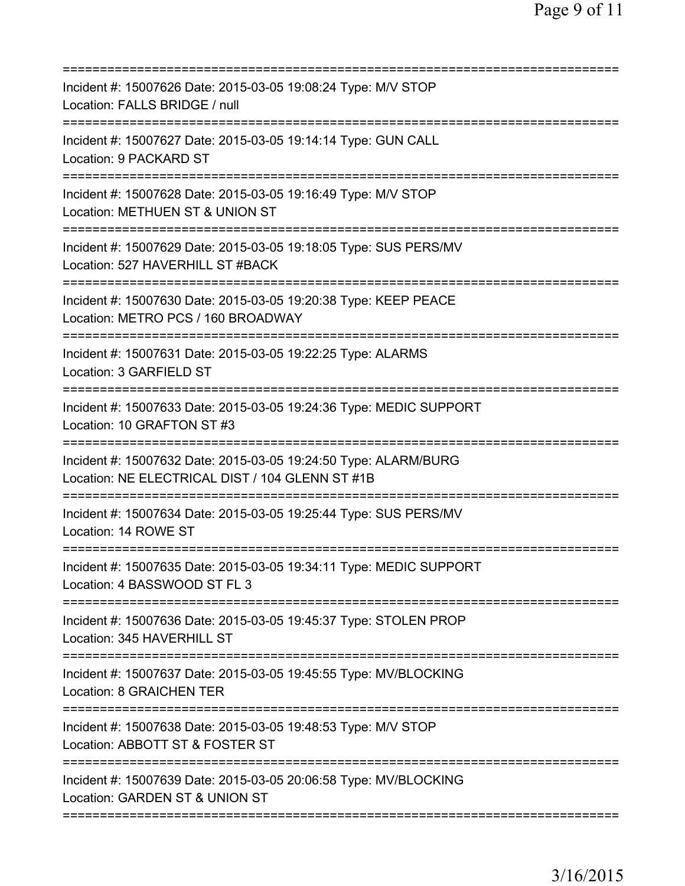==============================================================================
Incident #: 15007626 Date: 2015-03-05 19:08:24 Type: M/V STOP
Location: FALLS BRIDGE / null
==============================================================================
Incident #: 15007627 Date: 2015-03-05 19:14:14 Type: GUN CALL
Location: 9 PACKARD ST
==============================================================================
Incident #: 15007628 Date: 2015-03-05 19:16:49 Type: M/V STOP
Location: METHUEN ST & UNION ST
==============================================================================
Incident #: 15007629 Date: 2015-03-05 19:18:05 Type: SUS PERS/MV
Location: 527 HAVERHILL ST #BACK
==============================================================================
Incident #: 15007630 Date: 2015-03-05 19:20:38 Type: KEEP PEACE
Location: METRO PCS / 160 BROADWAY
==============================================================================
Incident #: 15007631 Date: 2015-03-05 19:22:25 Type: ALARMS
Location: 3 GARFIELD ST
==============================================================================
Incident #: 15007633 Date: 2015-03-05 19:24:36 Type: MEDIC SUPPORT
Location: 10 GRAFTON ST #3
==============================================================================
Incident #: 15007632 Date: 2015-03-05 19:24:50 Type: ALARM/BURG
Location: NE ELECTRICAL DIST / 104 GLENN ST #1B
==============================================================================
Incident #: 15007634 Date: 2015-03-05 19:25:44 Type: SUS PERS/MV
Location: 14 ROWE ST
==============================================================================
Incident #: 15007635 Date: 2015-03-05 19:34:11 Type: MEDIC SUPPORT
Location: 4 BASSWOOD ST FL 3
==============================================================================
Incident #: 15007636 Date: 2015-03-05 19:45:37 Type: STOLEN PROP
Location: 345 HAVERHILL ST
==============================================================================
Incident #: 15007637 Date: 2015-03-05 19:45:55 Type: MV/BLOCKING
Location: 8 GRAICHEN TER
==============================================================================
Incident #: 15007638 Date: 2015-03-05 19:48:53 Type: M/V STOP
Location: ABBOTT ST & FOSTER ST
==============================================================================
Incident #: 15007639 Date: 2015-03-05 20:06:58 Type: MV/BLOCKING
Location: GARDEN ST & UNION ST
==============================================================================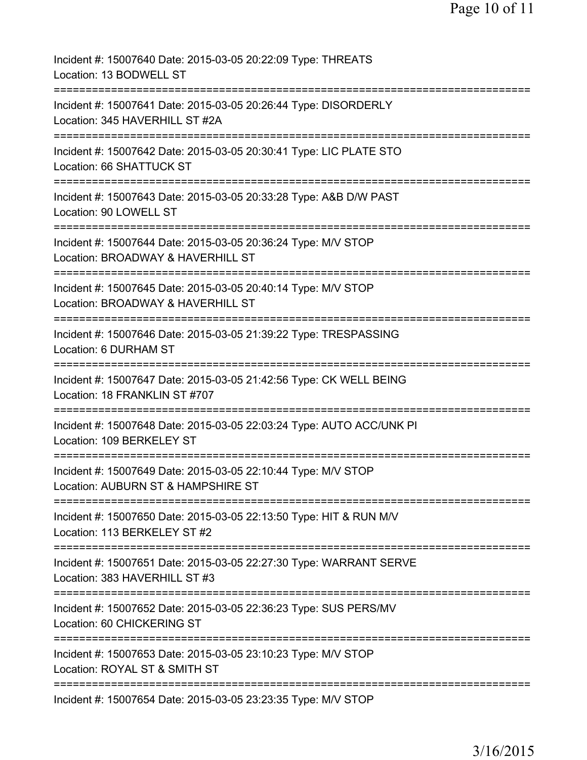Incident #: 15007640 Date: 2015-03-05 20:22:09 Type: THREATS
Location: 13 BODWELL ST

===========================================================================

Incident #: 15007641 Date: 2015-03-05 20:26:44 Type: DISORDERLY
Location: 345 HAVERHILL ST #2A

===========================================================================

Incident #: 15007642 Date: 2015-03-05 20:30:41 Type: LIC PLATE STO
Location: 66 SHATTUCK ST

===========================================================================

Incident #: 15007643 Date: 2015-03-05 20:33:28 Type: A&B D/W PAST
Location: 90 LOWELL ST

===========================================================================

Incident #: 15007644 Date: 2015-03-05 20:36:24 Type: M/V STOP
Location: BROADWAY & HAVERHILL ST

===========================================================================

Incident #: 15007645 Date: 2015-03-05 20:40:14 Type: M/V STOP
Location: BROADWAY & HAVERHILL ST

===========================================================================

Incident #: 15007646 Date: 2015-03-05 21:39:22 Type: TRESPASSING
Location: 6 DURHAM ST

===========================================================================

Incident #: 15007647 Date: 2015-03-05 21:42:56 Type: CK WELL BEING
Location: 18 FRANKLIN ST #707

===========================================================================

Incident #: 15007648 Date: 2015-03-05 22:03:24 Type: AUTO ACC/UNK PI
Location: 109 BERKELEY ST

===========================================================================

Incident #: 15007649 Date: 2015-03-05 22:10:44 Type: M/V STOP
Location: AUBURN ST & HAMPSHIRE ST

===========================================================================

Incident #: 15007650 Date: 2015-03-05 22:13:50 Type: HIT & RUN M/V
Location: 113 BERKELEY ST #2

===========================================================================

Incident #: 15007651 Date: 2015-03-05 22:27:30 Type: WARRANT SERVE
Location: 383 HAVERHILL ST #3

===========================================================================

Incident #: 15007652 Date: 2015-03-05 22:36:23 Type: SUS PERS/MV
Location: 60 CHICKERING ST

===========================================================================

Incident #: 15007653 Date: 2015-03-05 23:10:23 Type: M/V STOP
Location: ROYAL ST & SMITH ST

===========================================================================

Incident #: 15007654 Date: 2015-03-05 23:23:35 Type: M/V STOP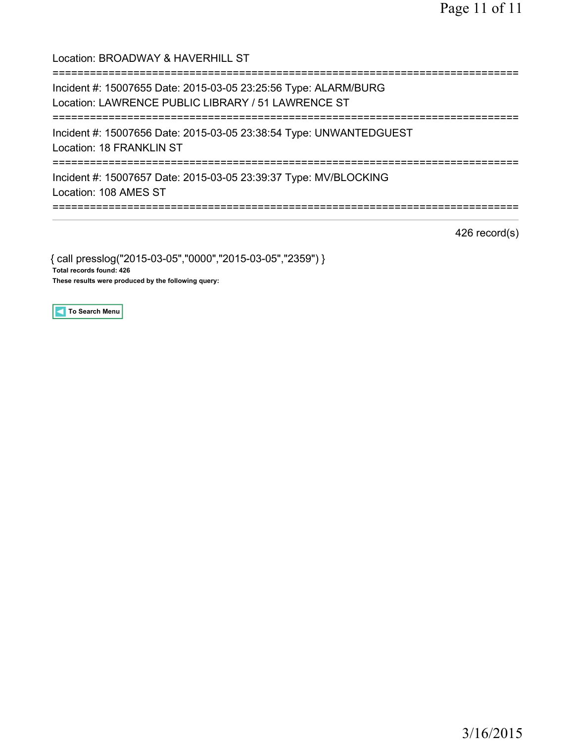Location: BROADWAY & HAVERHILL ST

===========================================================================

Incident #: 15007655 Date: 2015-03-05 23:25:56 Type: ALARM/BURG
Location: LAWRENCE PUBLIC LIBRARY / 51 LAWRENCE ST

===========================================================================

Incident #: 15007656 Date: 2015-03-05 23:38:54 Type: UNWANTEDGUEST
Location: 18 FRANKLIN ST

===========================================================================

Incident #: 15007657 Date: 2015-03-05 23:39:37 Type: MV/BLOCKING
Location: 108 AMES ST

===========================================================================

426 record(s)

{ call presslog("2015-03-05","0000","2015-03-05","2359") }

**Total records found: 426**

**These results were produced by the following query:**

To Search Menu